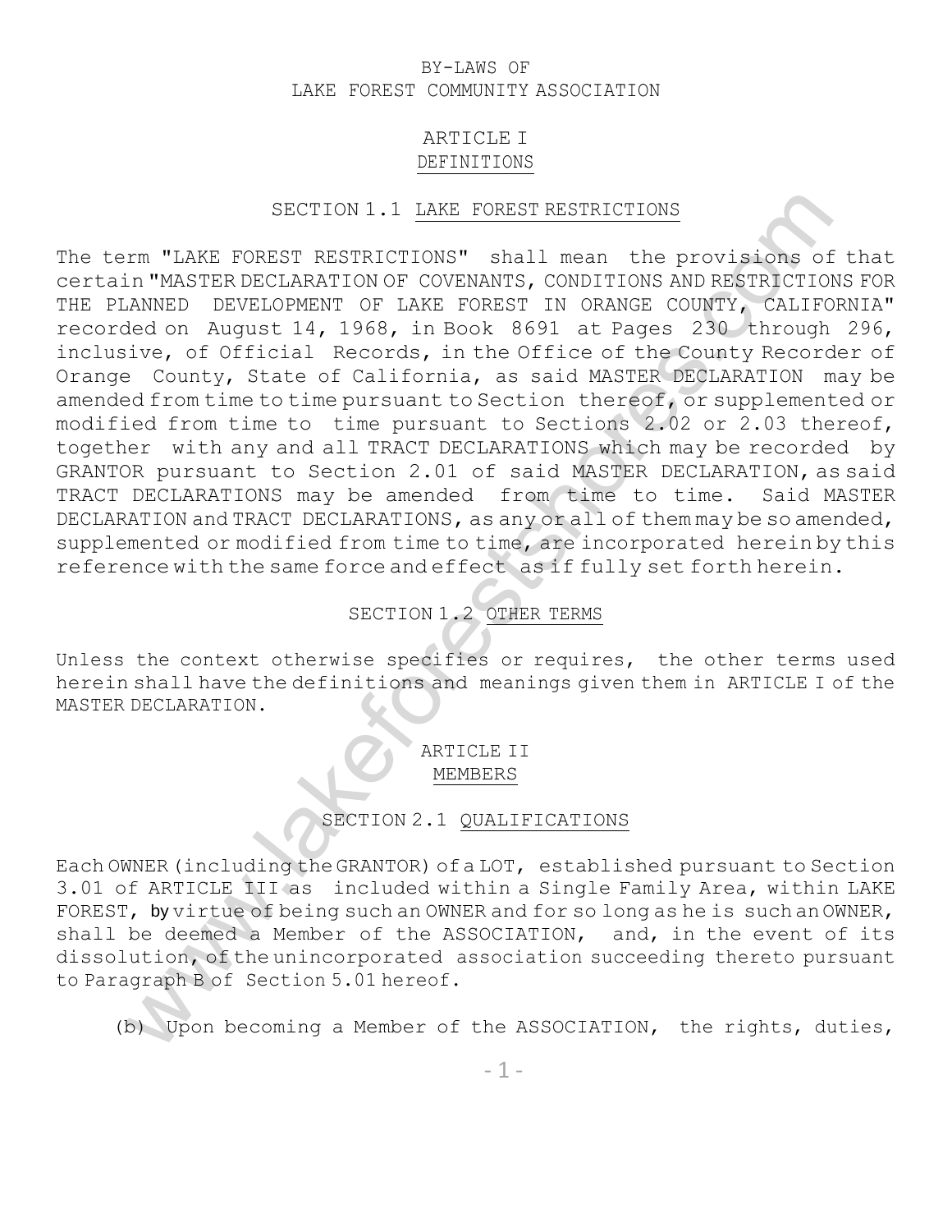# BY-LAWS OF
# LAKE FOREST COMMUNITY ASSOCIATION

## ARTICLE I
## DEFINITIONS

### SECTION 1.1 LAKE FOREST RESTRICTIONS

The term "LAKE FOREST RESTRICTIONS" shall mean the provisions of that certain "MASTER DECLARATION OF COVENANTS, CONDITIONS AND RESTRICTIONS FOR THE PLANNED DEVELOPMENT OF LAKE FOREST IN ORANGE COUNTY, CALIFORNIA" recorded on August 14, 1968, in Book 8691 at Pages 230 through 296, inclusive, of Official Records, in the Office of the County Recorder of Orange County, State of California, as said MASTER DECLARATION may be amended from time to time pursuant to Section thereof, or supplemented or modified from time to time pursuant to Sections 2.02 or 2.03 thereof, together with any and all TRACT DECLARATIONS which may be recorded by GRANTOR pursuant to Section 2.01 of said MASTER DECLARATION, as said TRACT DECLARATIONS may be amended from time to time. Said MASTER DECLARATION and TRACT DECLARATIONS, as any or all of them may be so amended, supplemented or modified from time to time, are incorporated herein by this reference with the same force and effect as if fully set forth herein.

### SECTION 1.2 OTHER TERMS

Unless the context otherwise specifies or requires, the other terms used herein shall have the definitions and meanings given them in ARTICLE I of the MASTER DECLARATION.

## ARTICLE II
## MEMBERS

### SECTION 2.1 QUALIFICATIONS

Each OWNER (including the GRANTOR) of a LOT, established pursuant to Section 3.01 of ARTICLE III as included within a Single Family Area, within LAKE FOREST, by virtue of being such an OWNER and for so long as he is such an OWNER, shall be deemed a Member of the ASSOCIATION, and, in the event of its dissolution, of the unincorporated association succeeding thereto pursuant to Paragraph B of Section 5.01 hereof.

(b) Upon becoming a Member of the ASSOCIATION, the rights, duties,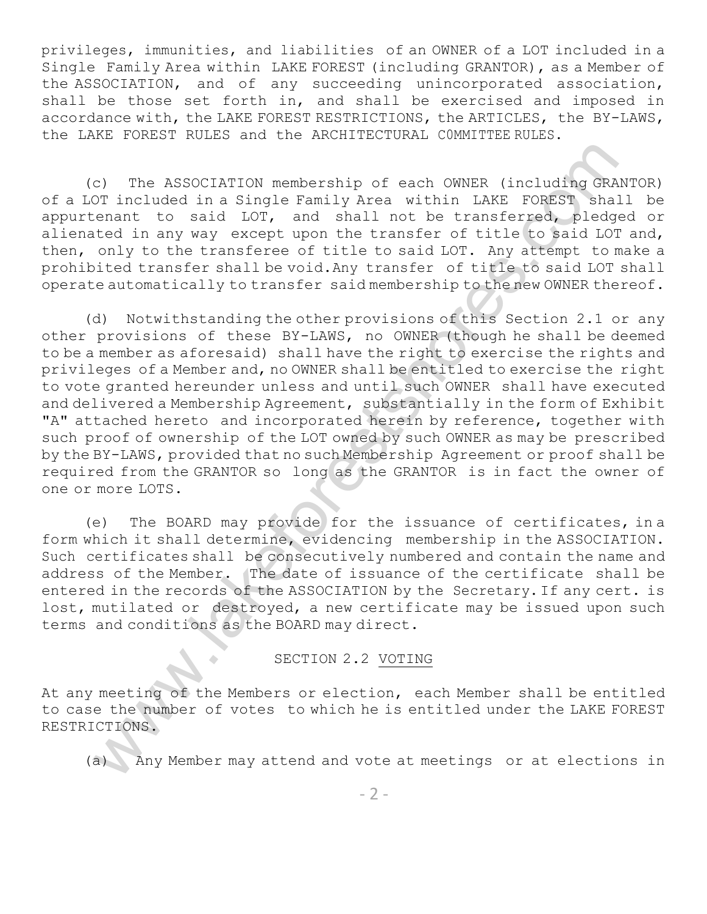privileges, immunities, and liabilities of an OWNER of a LOT included in a Single Family Area within LAKE FOREST (including GRANTOR), as a Member of the ASSOCIATION, and of any succeeding unincorporated association, shall be those set forth in, and shall be exercised and imposed in accordance with, the LAKE FOREST RESTRICTIONS, the ARTICLES, the BY-LAWS, the LAKE FOREST RULES and the ARCHITECTURAL C0MMITTEE RULES.

(c) The ASSOCIATION membership of each OWNER (including GRANTOR) of a LOT included in a Single Family Area within LAKE FOREST shall be appurtenant to said LOT, and shall not be transferred, pledged or alienated in any way except upon the transfer of title to said LOT and, then, only to the transferee of title to said LOT. Any attempt to make a prohibited transfer shall be void. Any transfer of title to said LOT shall operate automatically to transfer said membership to the new OWNER thereof.

(d) Notwithstanding the other provisions of this Section 2.1 or any other provisions of these BY-LAWS, no OWNER (though he shall be deemed to be a member as aforesaid) shall have the right to exercise the rights and privileges of a Member and, no OWNER shall be entitled to exercise the right to vote granted hereunder unless and until such OWNER shall have executed and delivered a Membership Agreement, substantially in the form of Exhibit "A" attached hereto and incorporated herein by reference, together with such proof of ownership of the LOT owned by such OWNER as may be prescribed by the BY-LAWS, provided that no such Membership Agreement or proof shall be required from the GRANTOR so long as the GRANTOR is in fact the owner of one or more LOTS.

(e) The BOARD may provide for the issuance of certificates, in a form which it shall determine, evidencing membership in the ASSOCIATION. Such certificates shall be consecutively numbered and contain the name and address of the Member. The date of issuance of the certificate shall be entered in the records of the ASSOCIATION by the Secretary. If any cert. is lost, mutilated or destroyed, a new certificate may be issued upon such terms and conditions as the BOARD may direct.

## SECTION 2.2 VOTING

At any meeting of the Members or election, each Member shall be entitled to case the number of votes to which he is entitled under the LAKE FOREST RESTRICTIONS.

(a) Any Member may attend and vote at meetings or at elections in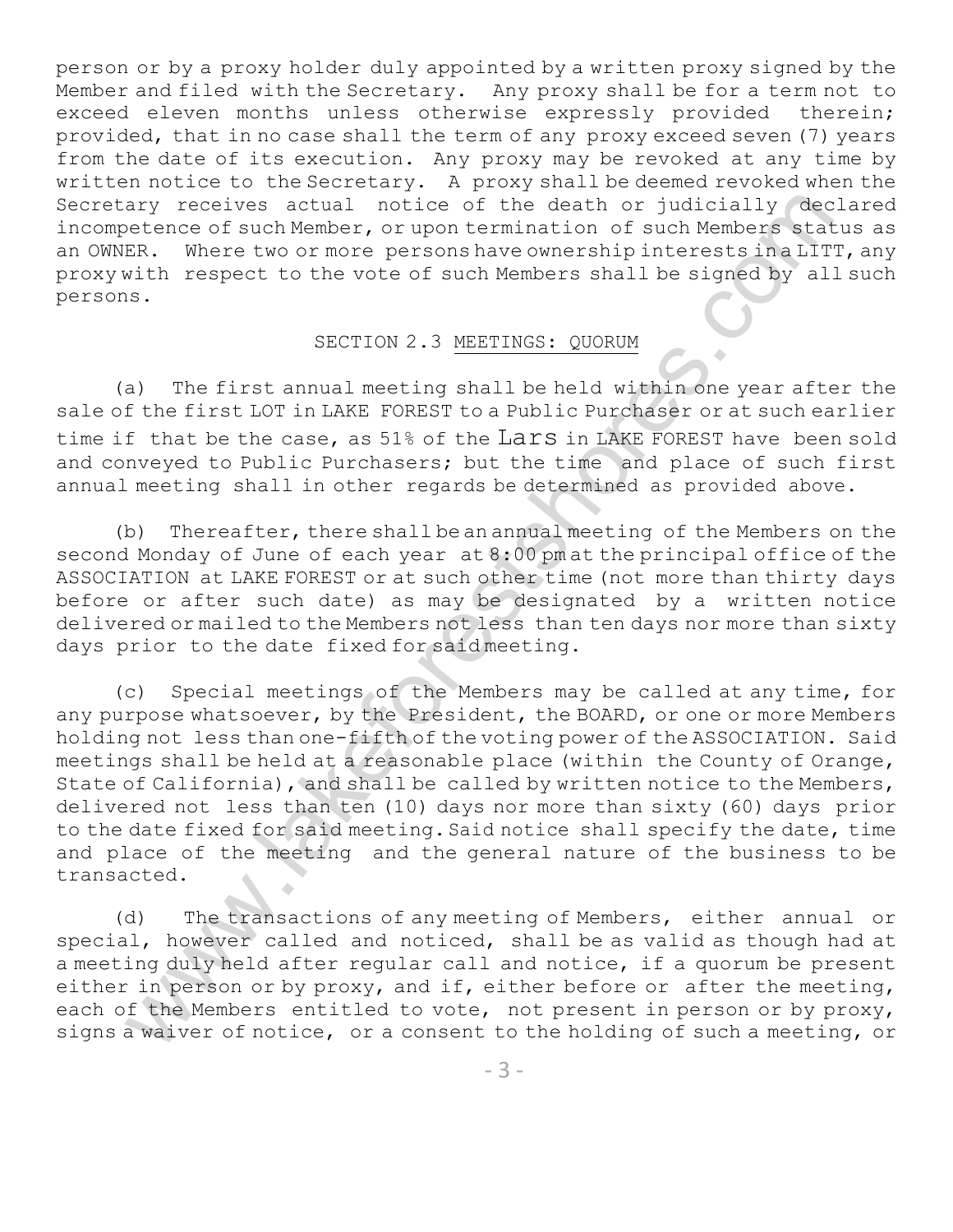person or by a proxy holder duly appointed by a written proxy signed by the Member and filed with the Secretary. Any proxy shall be for a term not to exceed eleven months unless otherwise expressly provided therein; provided, that in no case shall the term of any proxy exceed seven (7) years from the date of its execution. Any proxy may be revoked at any time by written notice to the Secretary. A proxy shall be deemed revoked when the Secretary receives actual notice of the death or judicially declared incompetence of such Member, or upon termination of such Members status as an OWNER. Where two or more persons have ownership interests in a LITT, any proxy with respect to the vote of such Members shall be signed by all such persons.

SECTION 2.3 MEETINGS: QUORUM

(a) The first annual meeting shall be held within one year after the sale of the first LOT in LAKE FOREST to a Public Purchaser or at such earlier time if that be the case, as 51% of the Lars in LAKE FOREST have been sold and conveyed to Public Purchasers; but the time and place of such first annual meeting shall in other regards be determined as provided above.

(b) Thereafter, there shall be an annual meeting of the Members on the second Monday of June of each year at 8:00 pm at the principal office of the ASSOCIATION at LAKE FOREST or at such other time (not more than thirty days before or after such date) as may be designated by a written notice delivered or mailed to the Members not less than ten days nor more than sixty days prior to the date fixed for said meeting.

(c) Special meetings of the Members may be called at any time, for any purpose whatsoever, by the President, the BOARD, or one or more Members holding not less than one-fifth of the voting power of the ASSOCIATION. Said meetings shall be held at a reasonable place (within the County of Orange, State of California), and shall be called by written notice to the Members, delivered not less than ten (10) days nor more than sixty (60) days prior to the date fixed for said meeting. Said notice shall specify the date, time and place of the meeting and the general nature of the business to be transacted.

(d) The transactions of any meeting of Members, either annual or special, however called and noticed, shall be as valid as though had at a meeting duly held after regular call and notice, if a quorum be present either in person or by proxy, and if, either before or after the meeting, each of the Members entitled to vote, not present in person or by proxy, signs a waiver of notice, or a consent to the holding of such a meeting, or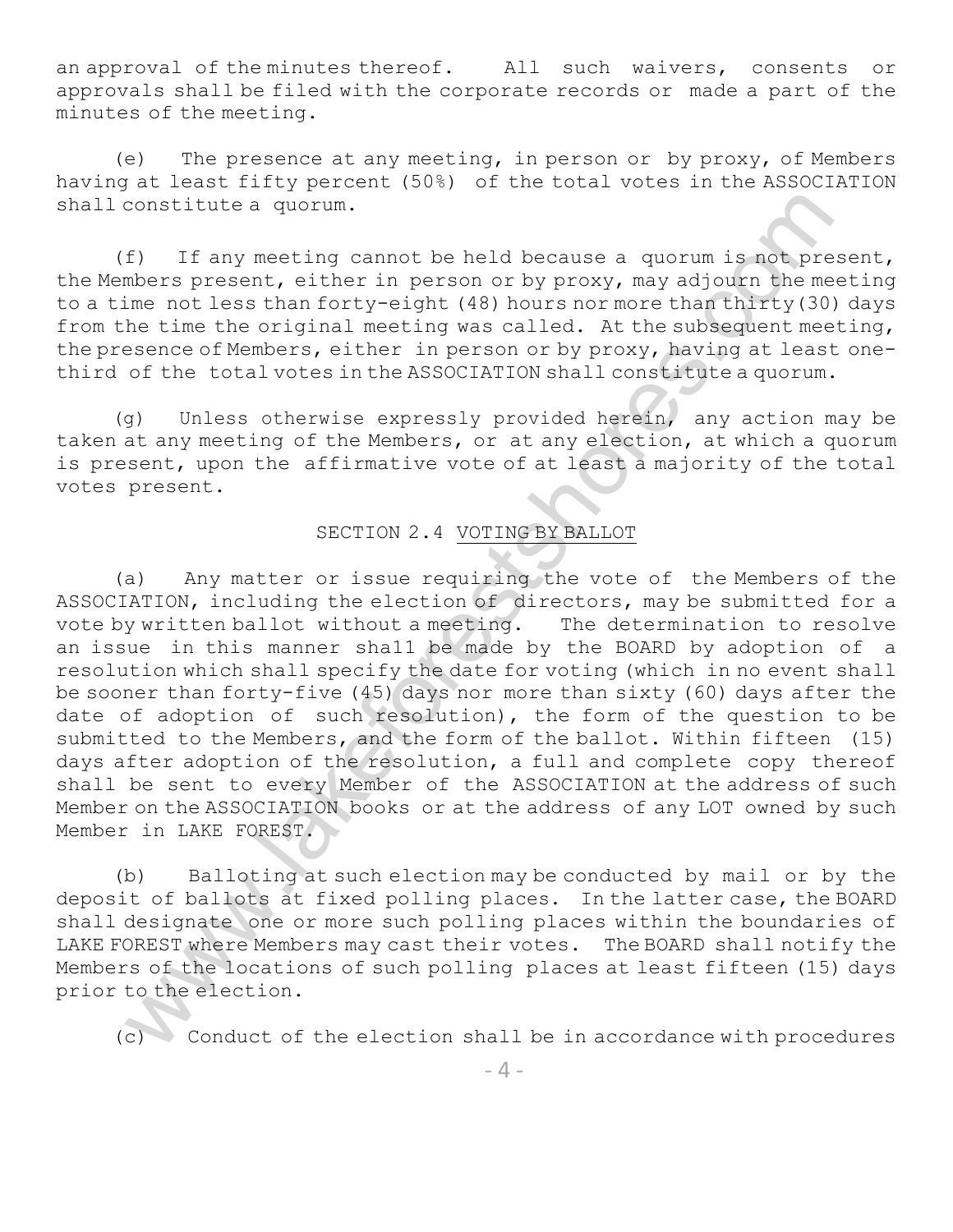an approval of the minutes thereof. All such waivers, consents or approvals shall be filed with the corporate records or made a part of the minutes of the meeting.

(e) The presence at any meeting, in person or by proxy, of Members having at least fifty percent (50%) of the total votes in the ASSOCIATION shall constitute a quorum.

(f) If any meeting cannot be held because a quorum is not present, the Members present, either in person or by proxy, may adjourn the meeting to a time not less than forty-eight (48) hours nor more than thirty(30) days from the time the original meeting was called. At the subsequent meeting, the presence of Members, either in person or by proxy, having at least one-third of the total votes in the ASSOCIATION shall constitute a quorum.

(g) Unless otherwise expressly provided herein, any action may be taken at any meeting of the Members, or at any election, at which a quorum is present, upon the affirmative vote of at least a majority of the total votes present.

## SECTION 2.4 VOTING BY BALLOT

(a) Any matter or issue requiring the vote of the Members of the ASSOCIATION, including the election of directors, may be submitted for a vote by written ballot without a meeting. The determination to resolve an issue in this manner sha11 be made by the BOARD by adoption of a resolution which shall specify the date for voting (which in no event shall be sooner than forty-five (45) days nor more than sixty (60) days after the date of adoption of such resolution), the form of the question to be submitted to the Members, and the form of the ballot. Within fifteen (15) days after adoption of the resolution, a full and complete copy thereof shall be sent to every Member of the ASSOCIATION at the address of such Member on the ASSOCIATION books or at the address of any LOT owned by such Member in LAKE FOREST.

(b) Balloting at such election may be conducted by mail or by the deposit of ballots at fixed polling places. In the latter case, the BOARD shall designate one or more such polling places within the boundaries of LAKE FOREST where Members may cast their votes. The BOARD shall notify the Members of the locations of such polling places at least fifteen (15) days prior to the election.

(c) Conduct of the election shall be in accordance with procedures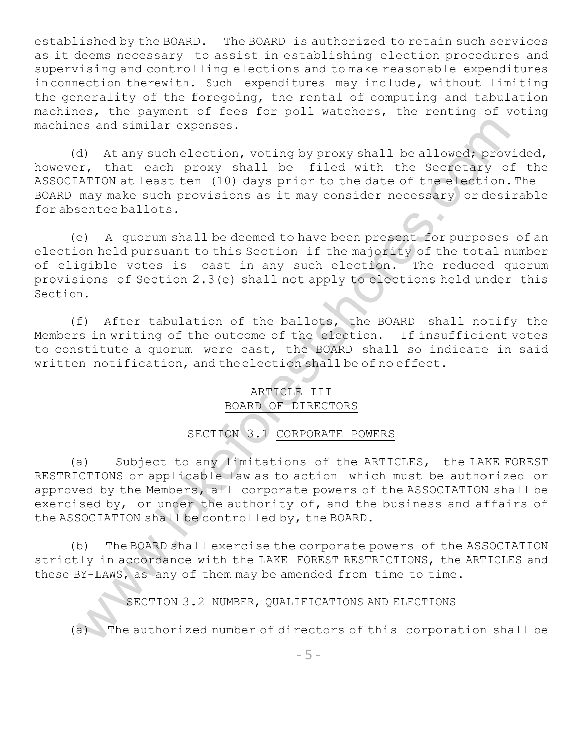established by the BOARD. The BOARD is authorized to retain such services as it deems necessary to assist in establishing election procedures and supervising and controlling elections and to make reasonable expenditures in connection therewith. Such expenditures may include, without limiting the generality of the foregoing, the rental of computing and tabulation machines, the payment of fees for poll watchers, the renting of voting machines and similar expenses.

(d) At any such election, voting by proxy shall be allowed; provided, however, that each proxy shall be filed with the Secretary of the ASSOCIATION at least ten (10) days prior to the date of the election. The BOARD may make such provisions as it may consider necessary or desirable for absentee ballots.

(e) A quorum shall be deemed to have been present for purposes of an election held pursuant to this Section if the majority of the total number of eligible votes is cast in any such election. The reduced quorum provisions of Section 2.3(e) shall not apply to elections held under this Section.

(f) After tabulation of the ballots, the BOARD shall notify the Members in writing of the outcome of the election. If insufficient votes to constitute a quorum were cast, the BOARD shall so indicate in said written notification, and the election shall be of no effect.

## ARTICLE III
## BOARD OF DIRECTORS

### SECTION 3.1 CORPORATE POWERS

(a) Subject to any limitations of the ARTICLES, the LAKE FOREST RESTRICTIONS or applicable law as to action which must be authorized or approved by the Members, all corporate powers of the ASSOCIATION shall be exercised by, or under the authority of, and the business and affairs of the ASSOCIATION shall be controlled by, the BOARD.

(b) The BOARD shall exercise the corporate powers of the ASSOCIATION strictly in accordance with the LAKE FOREST RESTRICTIONS, the ARTICLES and these BY-LAWS, as any of them may be amended from time to time.

### SECTION 3.2 NUMBER, QUALIFICATIONS AND ELECTIONS

(a) The authorized number of directors of this corporation shall be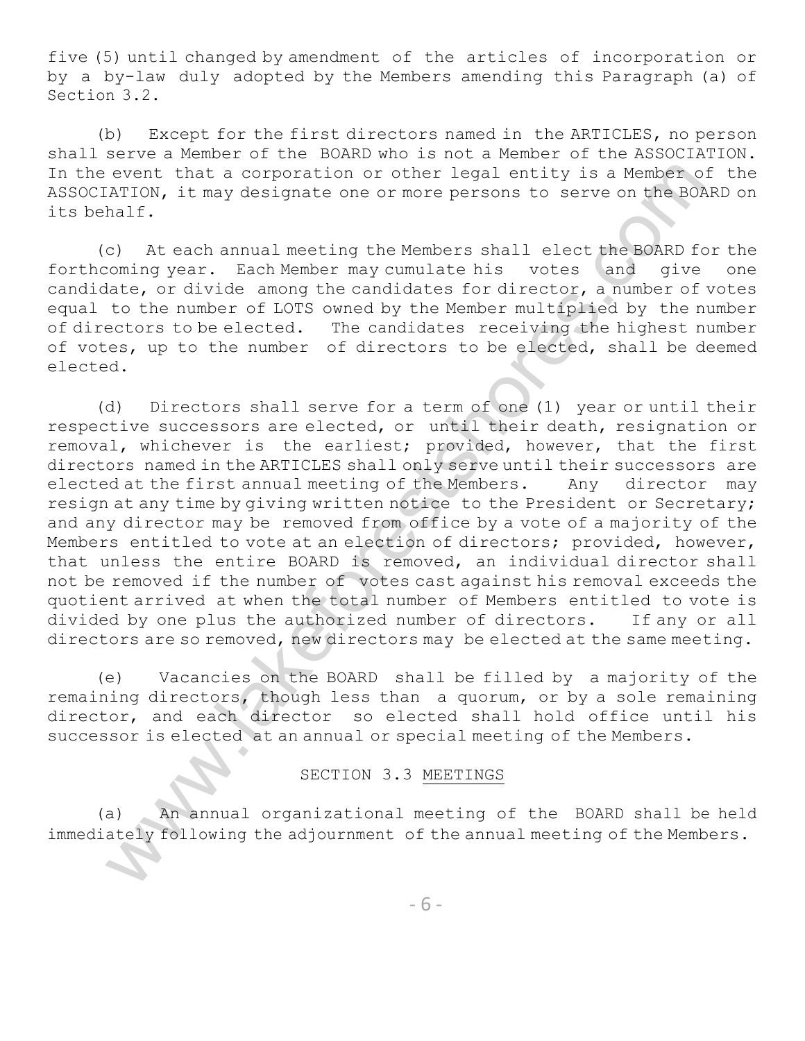five (5) until changed by amendment of the articles of incorporation or by a by-law duly adopted by the Members amending this Paragraph (a) of Section 3.2.

(b) Except for the first directors named in the ARTICLES, no person shall serve a Member of the BOARD who is not a Member of the ASSOCIATION. In the event that a corporation or other legal entity is a Member of the ASSOCIATION, it may designate one or more persons to serve on the BOARD on its behalf.

(c) At each annual meeting the Members shall elect the BOARD for the forthcoming year. Each Member may cumulate his votes and give one candidate, or divide among the candidates for director, a number of votes equal to the number of LOTS owned by the Member multiplied by the number of directors to be elected. The candidates receiving the highest number of votes, up to the number of directors to be elected, shall be deemed elected.

(d) Directors shall serve for a term of one (1) year or until their respective successors are elected, or until their death, resignation or removal, whichever is the earliest; provided, however, that the first directors named in the ARTICLES shall only serve until their successors are elected at the first annual meeting of the Members. Any director may resign at any time by giving written notice to the President or Secretary; and any director may be removed from office by a vote of a majority of the Members entitled to vote at an election of directors; provided, however, that unless the entire BOARD is removed, an individual director shall not be removed if the number of votes cast against his removal exceeds the quotient arrived at when the total number of Members entitled to vote is divided by one plus the authorized number of directors. If any or all directors are so removed, new directors may be elected at the same meeting.

(e) Vacancies on the BOARD shall be filled by a majority of the remaining directors, though less than a quorum, or by a sole remaining director, and each director so elected shall hold office until his successor is elected at an annual or special meeting of the Members.

SECTION 3.3 MEETINGS

(a) An annual organizational meeting of the BOARD shall be held immediately following the adjournment of the annual meeting of the Members.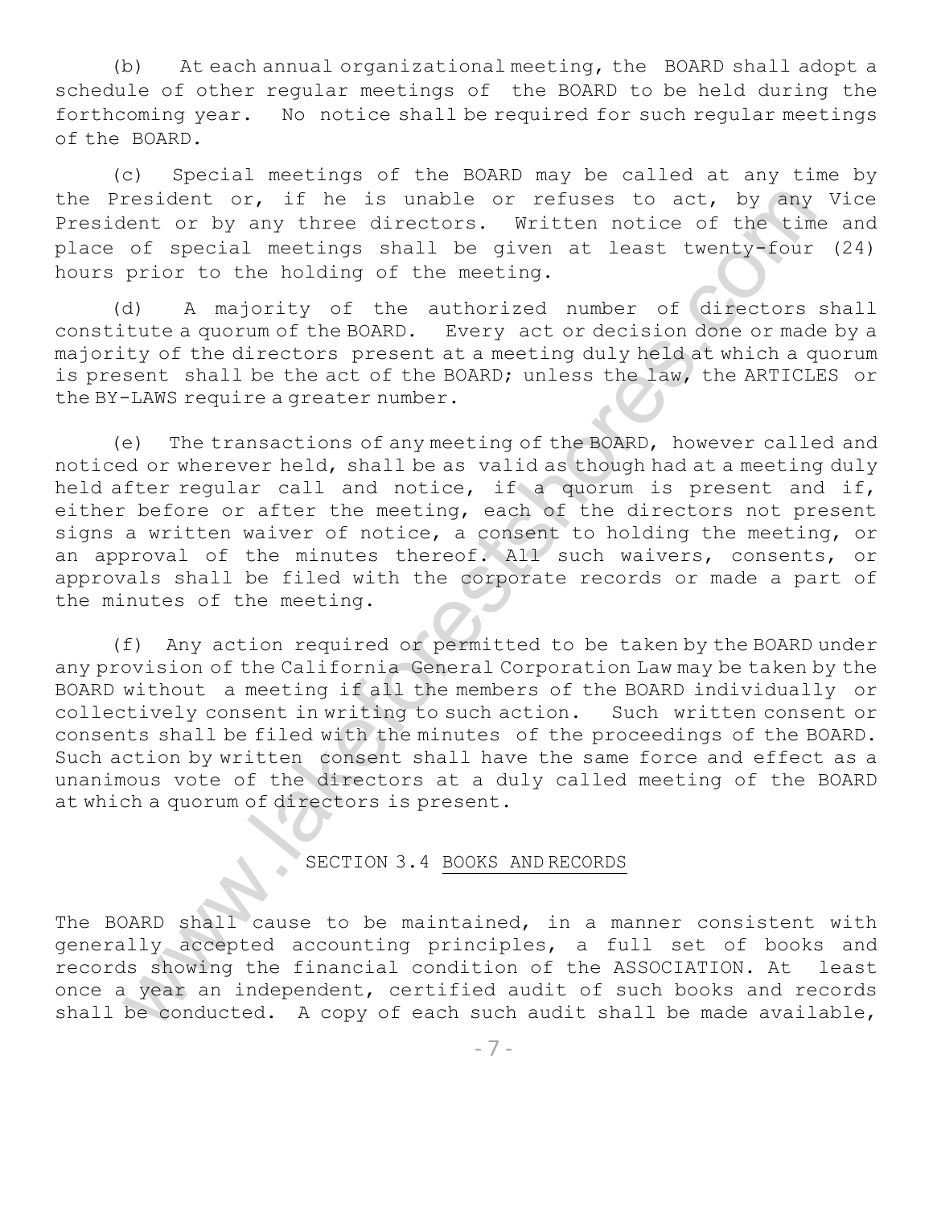(b) At each annual organizational meeting, the BOARD shall adopt a schedule of other regular meetings of the BOARD to be held during the forthcoming year. No notice shall be required for such regular meetings of the BOARD.

(c) Special meetings of the BOARD may be called at any time by the President or, if he is unable or refuses to act, by any Vice President or by any three directors. Written notice of the time and place of special meetings shall be given at least twenty-four (24) hours prior to the holding of the meeting.

(d) A majority of the authorized number of directors shall constitute a quorum of the BOARD. Every act or decision done or made by a majority of the directors present at a meeting duly held at which a quorum is present shall be the act of the BOARD; unless the law, the ARTICLES or the BY-LAWS require a greater number.

(e) The transactions of any meeting of the BOARD, however called and noticed or wherever held, shall be as valid as though had at a meeting duly held after regular call and notice, if a quorum is present and if, either before or after the meeting, each of the directors not present signs a written waiver of notice, a consent to holding the meeting, or an approval of the minutes thereof. All such waivers, consents, or approvals shall be filed with the corporate records or made a part of the minutes of the meeting.

(f) Any action required or permitted to be taken by the BOARD under any provision of the California General Corporation Law may be taken by the BOARD without a meeting if all the members of the BOARD individually or collectively consent in writing to such action. Such written consent or consents shall be filed with the minutes of the proceedings of the BOARD. Such action by written consent shall have the same force and effect as a unanimous vote of the directors at a duly called meeting of the BOARD at which a quorum of directors is present.

## SECTION 3.4 BOOKS AND RECORDS

The BOARD shall cause to be maintained, in a manner consistent with generally accepted accounting principles, a full set of books and records showing the financial condition of the ASSOCIATION. At least once a year an independent, certified audit of such books and records shall be conducted. A copy of each such audit shall be made available,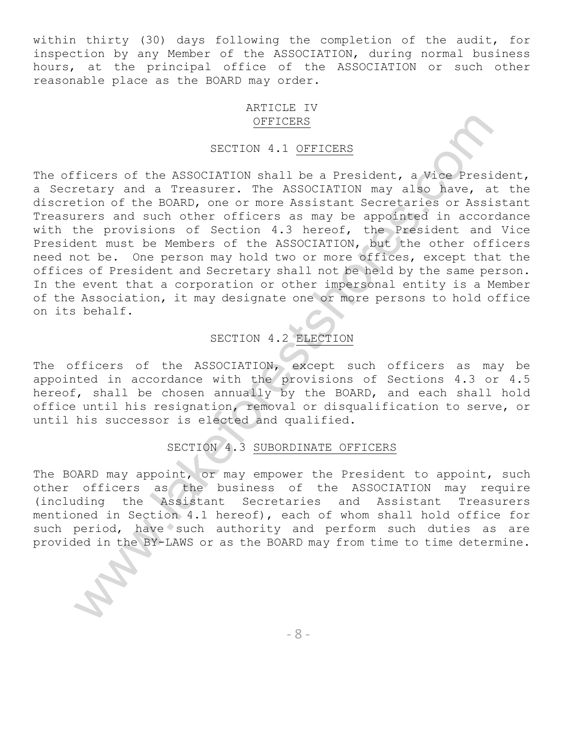within thirty (30) days following the completion of the audit, for inspection by any Member of the ASSOCIATION, during normal business hours, at the principal office of the ASSOCIATION or such other reasonable place as the BOARD may order.

## ARTICLE IV
## OFFICERS

### SECTION 4.1 OFFICERS

The officers of the ASSOCIATION shall be a President, a Vice President, a Secretary and a Treasurer. The ASSOCIATION may also have, at the discretion of the BOARD, one or more Assistant Secretaries or Assistant Treasurers and such other officers as may be appointed in accordance with the provisions of Section 4.3 hereof, the President and Vice President must be Members of the ASSOCIATION, but the other officers need not be. One person may hold two or more offices, except that the offices of President and Secretary shall not be held by the same person. In the event that a corporation or other impersonal entity is a Member of the Association, it may designate one or more persons to hold office on its behalf.

### SECTION 4.2 ELECTION

The officers of the ASSOCIATION, except such officers as may be appointed in accordance with the provisions of Sections 4.3 or 4.5 hereof, shall be chosen annually by the BOARD, and each shall hold office until his resignation, removal or disqualification to serve, or until his successor is elected and qualified.

### SECTION 4.3 SUBORDINATE OFFICERS

The BOARD may appoint, or may empower the President to appoint, such other officers as the business of the ASSOCIATION may require (including the Assistant Secretaries and Assistant Treasurers mentioned in Section 4.1 hereof), each of whom shall hold office for such period, have such authority and perform such duties as are provided in the BY-LAWS or as the BOARD may from time to time determine.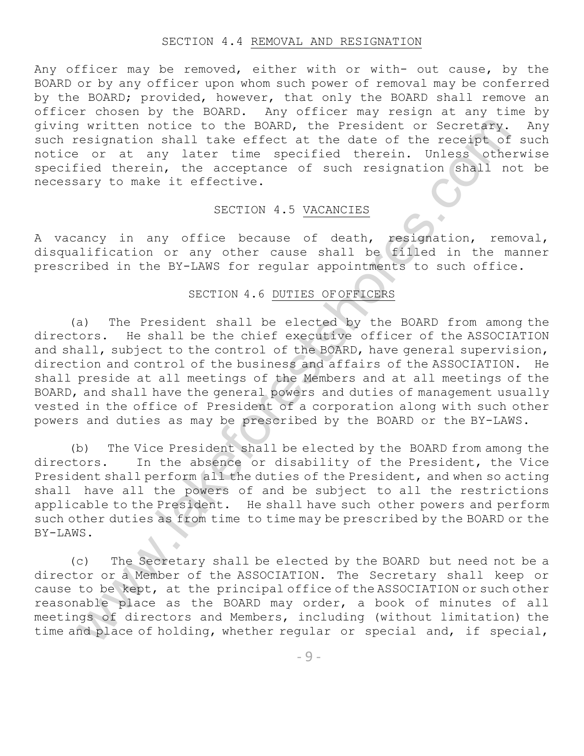## SECTION 4.4 REMOVAL AND RESIGNATION

Any officer may be removed, either with or with- out cause, by the BOARD or by any officer upon whom such power of removal may be conferred by the BOARD; provided, however, that only the BOARD shall remove an officer chosen by the BOARD. Any officer may resign at any time by giving written notice to the BOARD, the President or Secretary. Any such resignation shall take effect at the date of the receipt of such notice or at any later time specified therein. Unless otherwise specified therein, the acceptance of such resignation shall not be necessary to make it effective.

## SECTION 4.5 VACANCIES

A vacancy in any office because of death, resignation, removal, disqualification or any other cause shall be filled in the manner prescribed in the BY-LAWS for regular appointments to such office.

## SECTION 4.6 DUTIES OF OFFICERS

(a) The President shall be elected by the BOARD from among the directors. He shall be the chief executive officer of the ASSOCIATION and shall, subject to the control of the BOARD, have general supervision, direction and control of the business and affairs of the ASSOCIATION. He shall preside at all meetings of the Members and at all meetings of the BOARD, and shall have the general powers and duties of management usually vested in the office of President of a corporation along with such other powers and duties as may be prescribed by the BOARD or the BY-LAWS.

(b) The Vice President shall be elected by the BOARD from among the directors. In the absence or disability of the President, the Vice President shall perform all the duties of the President, and when so acting shall have all the powers of and be subject to all the restrictions applicable to the President. He shall have such other powers and perform such other duties as from time to time may be prescribed by the BOARD or the BY-LAWS.

(c) The Secretary shall be elected by the BOARD but need not be a director or a Member of the ASSOCIATION. The Secretary shall keep or cause to be kept, at the principal office of the ASSOCIATION or such other reasonable place as the BOARD may order, a book of minutes of all meetings of directors and Members, including (without limitation) the time and place of holding, whether regular or special and, if special,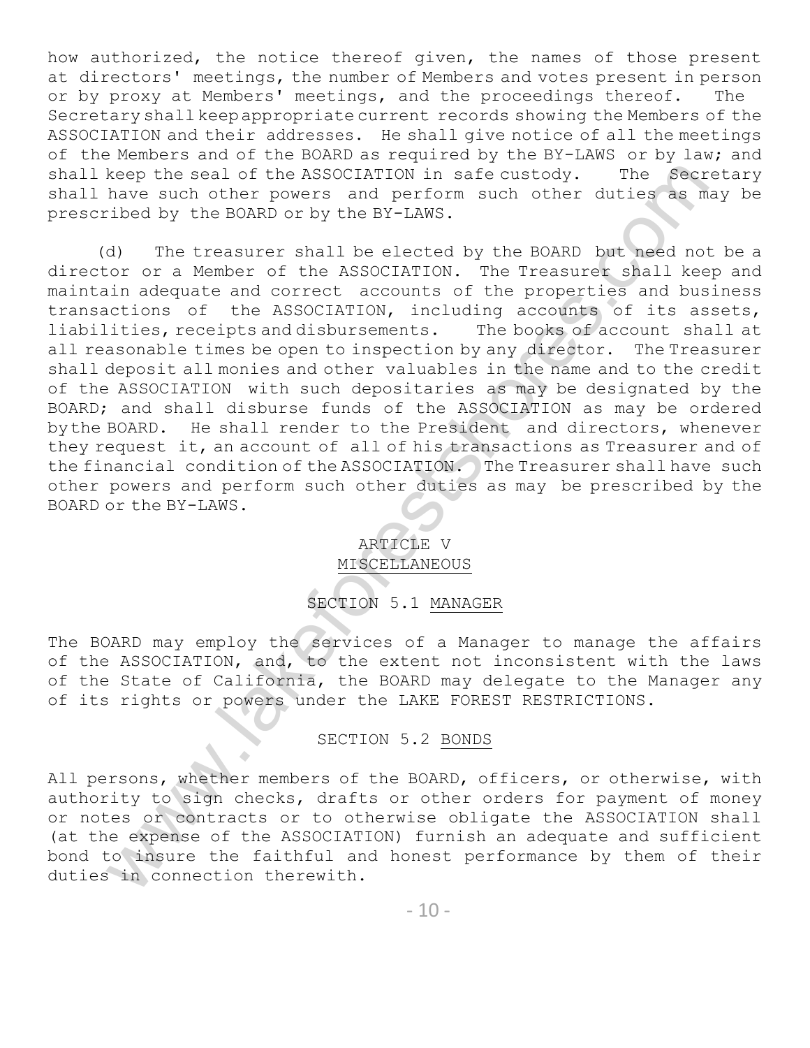how authorized, the notice thereof given, the names of those present at directors' meetings, the number of Members and votes present in person or by proxy at Members' meetings, and the proceedings thereof. The Secretary shall keep appropriate current records showing the Members of the ASSOCIATION and their addresses. He shall give notice of all the meetings of the Members and of the BOARD as required by the BY-LAWS or by law; and shall keep the seal of the ASSOCIATION in safe custody. The Secretary shall have such other powers and perform such other duties as may be prescribed by the BOARD or by the BY-LAWS.

(d) The treasurer shall be elected by the BOARD but need not be a director or a Member of the ASSOCIATION. The Treasurer shall keep and maintain adequate and correct accounts of the properties and business transactions of the ASSOCIATION, including accounts of its assets, liabilities, receipts and disbursements. The books of account shall at all reasonable times be open to inspection by any director. The Treasurer shall deposit all monies and other valuables in the name and to the credit of the ASSOCIATION with such depositaries as may be designated by the BOARD; and shall disburse funds of the ASSOCIATION as may be ordered by the BOARD. He shall render to the President and directors, whenever they request it, an account of all of his transactions as Treasurer and of the financial condition of the ASSOCIATION. The Treasurer shall have such other powers and perform such other duties as may be prescribed by the BOARD or the BY-LAWS.

## ARTICLE V
## MISCELLANEOUS

### SECTION 5.1 MANAGER

The BOARD may employ the services of a Manager to manage the affairs of the ASSOCIATION, and, to the extent not inconsistent with the laws of the State of California, the BOARD may delegate to the Manager any of its rights or powers under the LAKE FOREST RESTRICTIONS.

### SECTION 5.2 BONDS

All persons, whether members of the BOARD, officers, or otherwise, with authority to sign checks, drafts or other orders for payment of money or notes or contracts or to otherwise obligate the ASSOCIATION shall (at the expense of the ASSOCIATION) furnish an adequate and sufficient bond to insure the faithful and honest performance by them of their duties in connection therewith.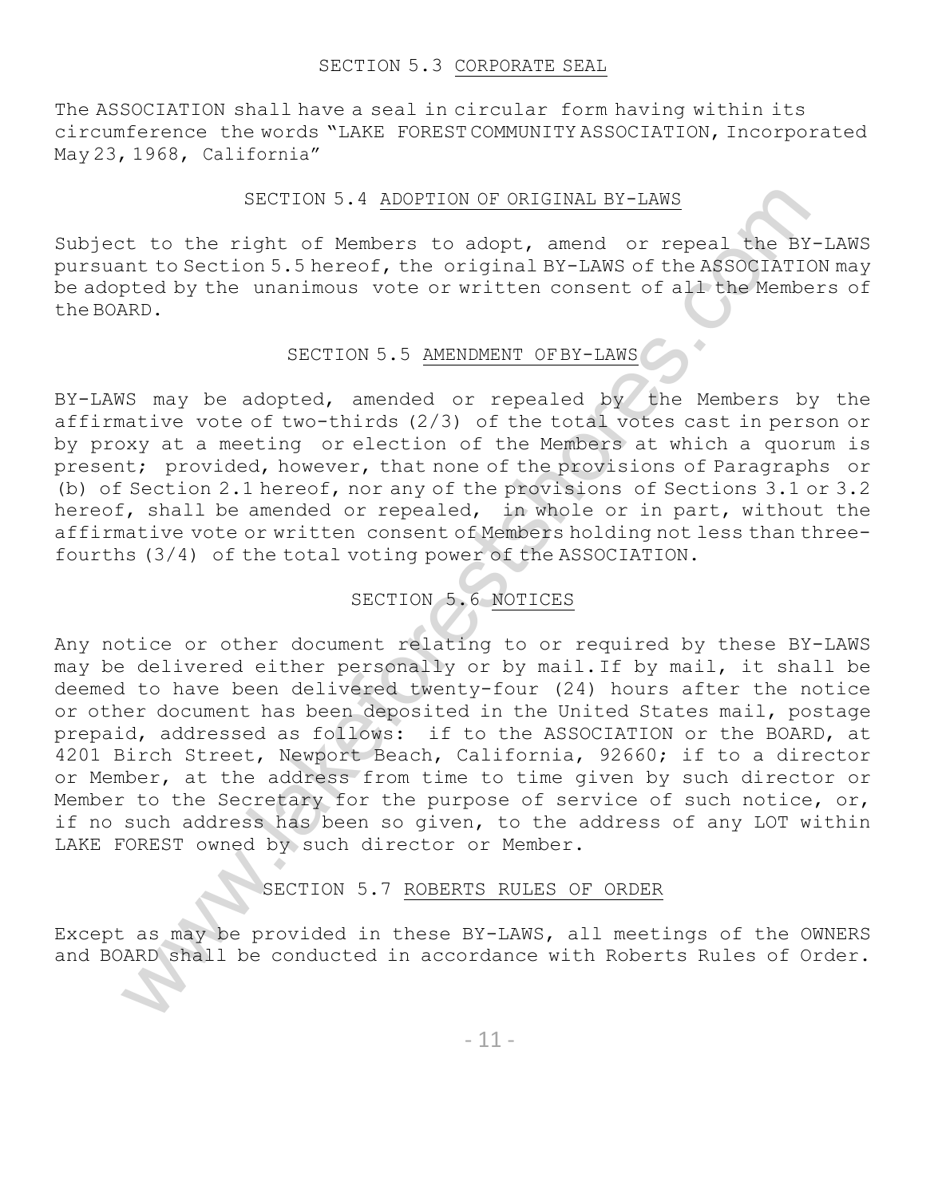### SECTION 5.3 CORPORATE SEAL

The ASSOCIATION shall have a seal in circular form having within its circumference the words "LAKE FOREST COMMUNITY ASSOCIATION, Incorporated May 23, 1968, California"

### SECTION 5.4 ADOPTION OF ORIGINAL BY-LAWS

Subject to the right of Members to adopt, amend or repeal the BY-LAWS pursuant to Section 5.5 hereof, the original BY-LAWS of the ASSOCIATION may be adopted by the unanimous vote or written consent of all the Members of the BOARD.

### SECTION 5.5 AMENDMENT OF BY-LAWS

BY-LAWS may be adopted, amended or repealed by the Members by the affirmative vote of two-thirds (2/3) of the total votes cast in person or by proxy at a meeting or election of the Members at which a quorum is present; provided, however, that none of the provisions of Paragraphs or (b) of Section 2.1 hereof, nor any of the provisions of Sections 3.1 or 3.2 hereof, shall be amended or repealed, in whole or in part, without the affirmative vote or written consent of Members holding not less than three-fourths (3/4) of the total voting power of the ASSOCIATION.

### SECTION 5.6 NOTICES

Any notice or other document relating to or required by these BY-LAWS may be delivered either personally or by mail. If by mail, it shall be deemed to have been delivered twenty-four (24) hours after the notice or other document has been deposited in the United States mail, postage prepaid, addressed as follows: if to the ASSOCIATION or the BOARD, at 4201 Birch Street, Newport Beach, California, 92660; if to a director or Member, at the address from time to time given by such director or Member to the Secretary for the purpose of service of such notice, or, if no such address has been so given, to the address of any LOT within LAKE FOREST owned by such director or Member.

### SECTION 5.7 ROBERTS RULES OF ORDER

Except as may be provided in these BY-LAWS, all meetings of the OWNERS and BOARD shall be conducted in accordance with Roberts Rules of Order.